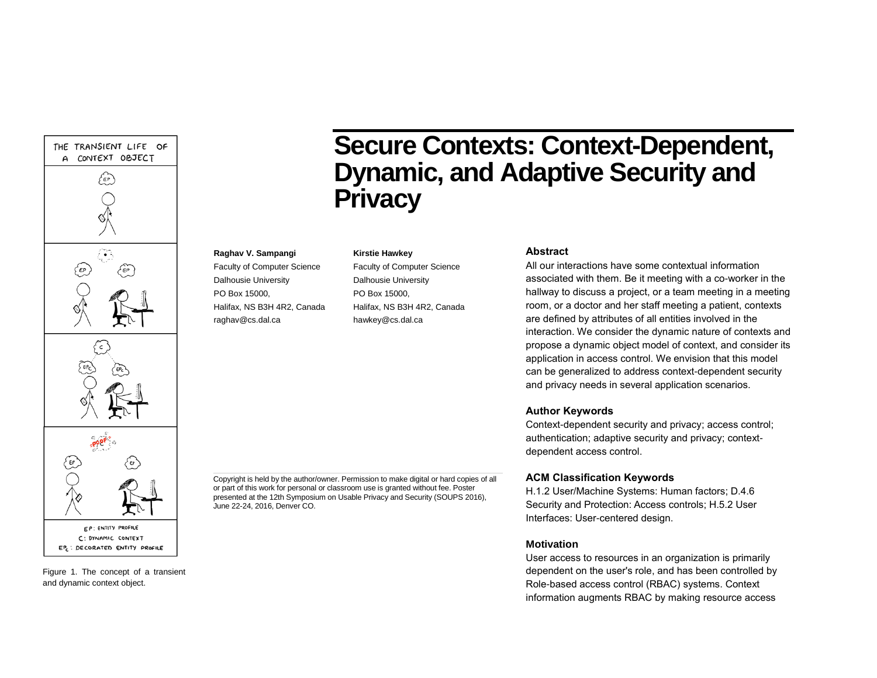# Secure Contexts: Context-Dependent, Dynamic, and Adaptive Security and Privacy

**Raghav V. Sampangi**
Faculty of Computer Science
Dalhousie University
PO Box 15000,
Halifax, NS B3H 4R2, Canada
raghav@cs.dal.ca

**Kirstie Hawkey**
Faculty of Computer Science
Dalhousie University
PO Box 15000,
Halifax, NS B3H 4R2, Canada
hawkey@cs.dal.ca

Figure 1. The concept of a transient and dynamic context object.

Copyright is held by the author/owner. Permission to make digital or hard copies of all or part of this work for personal or classroom use is granted without fee. Poster presented at the 12th Symposium on Usable Privacy and Security (SOUPS 2016), June 22-24, 2016, Denver CO.

### Abstract

All our interactions have some contextual information associated with them. Be it meeting with a co-worker in the hallway to discuss a project, or a team meeting in a meeting room, or a doctor and her staff meeting a patient, contexts are defined by attributes of all entities involved in the interaction. We consider the dynamic nature of contexts and propose a dynamic object model of context, and consider its application in access control. We envision that this model can be generalized to address context-dependent security and privacy needs in several application scenarios.

### Author Keywords

Context-dependent security and privacy; access control; authentication; adaptive security and privacy; context-dependent access control.

### ACM Classification Keywords

H.1.2 User/Machine Systems: Human factors; D.4.6 Security and Protection: Access controls; H.5.2 User Interfaces: User-centered design.

### Motivation

User access to resources in an organization is primarily dependent on the user's role, and has been controlled by Role-based access control (RBAC) systems. Context information augments RBAC by making resource access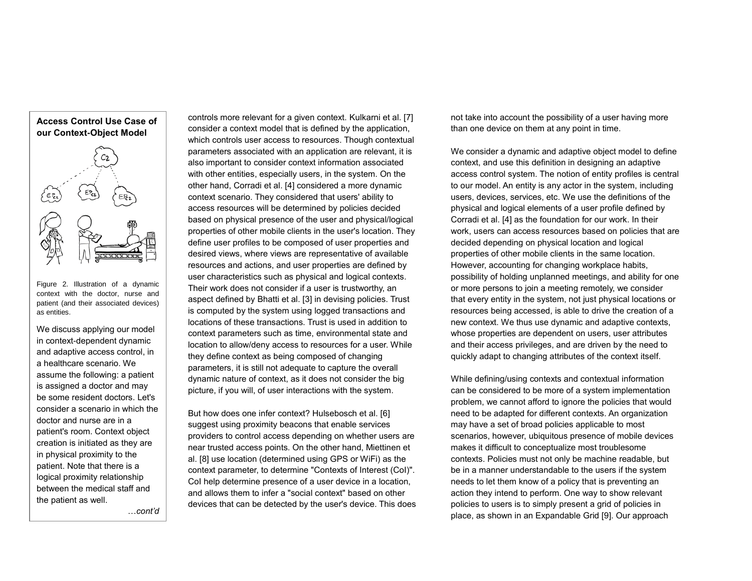### Access Control Use Case of our Context-Object Model

Figure 2. Illustration of a dynamic context with the doctor, nurse and patient (and their associated devices) as entities.

We discuss applying our model in context-dependent dynamic and adaptive access control, in a healthcare scenario. We assume the following: a patient is assigned a doctor and may be some resident doctors. Let's consider a scenario in which the doctor and nurse are in a patient's room. Context object creation is initiated as they are in physical proximity to the patient. Note that there is a logical proximity relationship between the medical staff and the patient as well.

*…cont'd*

controls more relevant for a given context. Kulkarni et al. [7] consider a context model that is defined by the application, which controls user access to resources. Though contextual parameters associated with an application are relevant, it is also important to consider context information associated with other entities, especially users, in the system. On the other hand, Corradi et al. [4] considered a more dynamic context scenario. They considered that users' ability to access resources will be determined by policies decided based on physical presence of the user and physical/logical properties of other mobile clients in the user's location. They define user profiles to be composed of user properties and desired views, where views are representative of available resources and actions, and user properties are defined by user characteristics such as physical and logical contexts. Their work does not consider if a user is trustworthy, an aspect defined by Bhatti et al. [3] in devising policies. Trust is computed by the system using logged transactions and locations of these transactions. Trust is used in addition to context parameters such as time, environmental state and location to allow/deny access to resources for a user. While they define context as being composed of changing parameters, it is still not adequate to capture the overall dynamic nature of context, as it does not consider the big picture, if you will, of user interactions with the system.

But how does one infer context? Hulsebosch et al. [6] suggest using proximity beacons that enable services providers to control access depending on whether users are near trusted access points. On the other hand, Miettinen et al. [8] use location (determined using GPS or WiFi) as the context parameter, to determine "Contexts of Interest (CoI)". CoI help determine presence of a user device in a location, and allows them to infer a "social context" based on other devices that can be detected by the user's device. This does not take into account the possibility of a user having more than one device on them at any point in time.

We consider a dynamic and adaptive object model to define context, and use this definition in designing an adaptive access control system. The notion of entity profiles is central to our model. An entity is any actor in the system, including users, devices, services, etc. We use the definitions of the physical and logical elements of a user profile defined by Corradi et al. [4] as the foundation for our work. In their work, users can access resources based on policies that are decided depending on physical location and logical properties of other mobile clients in the same location. However, accounting for changing workplace habits, possibility of holding unplanned meetings, and ability for one or more persons to join a meeting remotely, we consider that every entity in the system, not just physical locations or resources being accessed, is able to drive the creation of a new context. We thus use dynamic and adaptive contexts, whose properties are dependent on users, user attributes and their access privileges, and are driven by the need to quickly adapt to changing attributes of the context itself.

While defining/using contexts and contextual information can be considered to be more of a system implementation problem, we cannot afford to ignore the policies that would need to be adapted for different contexts. An organization may have a set of broad policies applicable to most scenarios, however, ubiquitous presence of mobile devices makes it difficult to conceptualize most troublesome contexts. Policies must not only be machine readable, but be in a manner understandable to the users if the system needs to let them know of a policy that is preventing an action they intend to perform. One way to show relevant policies to users is to simply present a grid of policies in place, as shown in an Expandable Grid [9]. Our approach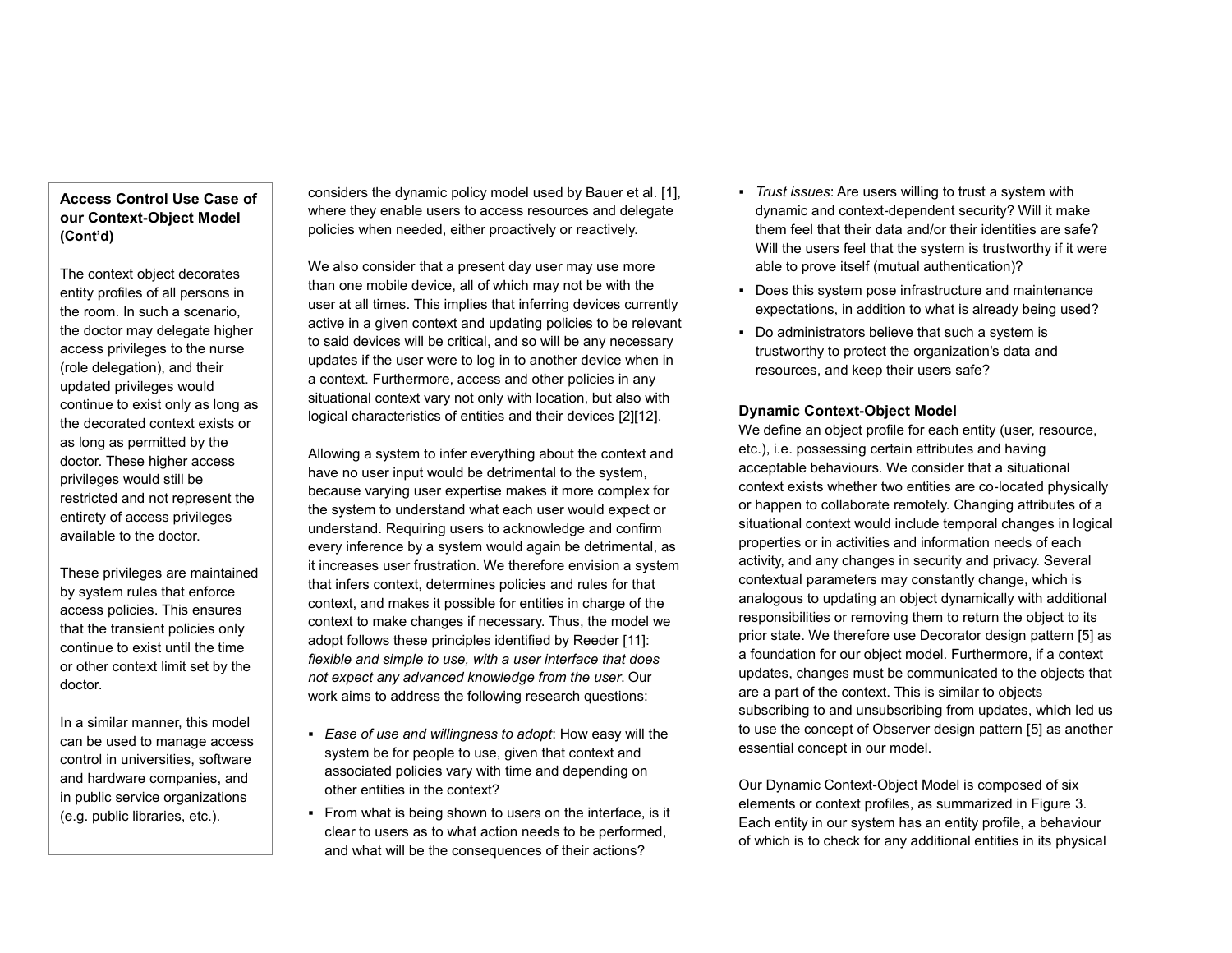### Access Control Use Case of our Context-Object Model (Cont'd)

The context object decorates entity profiles of all persons in the room. In such a scenario, the doctor may delegate higher access privileges to the nurse (role delegation), and their updated privileges would continue to exist only as long as the decorated context exists or as long as permitted by the doctor. These higher access privileges would still be restricted and not represent the entirety of access privileges available to the doctor.

These privileges are maintained by system rules that enforce access policies. This ensures that the transient policies only continue to exist until the time or other context limit set by the doctor.

In a similar manner, this model can be used to manage access control in universities, software and hardware companies, and in public service organizations (e.g. public libraries, etc.).

considers the dynamic policy model used by Bauer et al. [1], where they enable users to access resources and delegate policies when needed, either proactively or reactively.

We also consider that a present day user may use more than one mobile device, all of which may not be with the user at all times. This implies that inferring devices currently active in a given context and updating policies to be relevant to said devices will be critical, and so will be any necessary updates if the user were to log in to another device when in a context. Furthermore, access and other policies in any situational context vary not only with location, but also with logical characteristics of entities and their devices [2][12].

Allowing a system to infer everything about the context and have no user input would be detrimental to the system, because varying user expertise makes it more complex for the system to understand what each user would expect or understand. Requiring users to acknowledge and confirm every inference by a system would again be detrimental, as it increases user frustration. We therefore envision a system that infers context, determines policies and rules for that context, and makes it possible for entities in charge of the context to make changes if necessary. Thus, the model we adopt follows these principles identified by Reeder [11]: *flexible and simple to use, with a user interface that does not expect any advanced knowledge from the user*. Our work aims to address the following research questions:

- *Ease of use and willingness to adopt*: How easy will the system be for people to use, given that context and associated policies vary with time and depending on other entities in the context?
- From what is being shown to users on the interface, is it clear to users as to what action needs to be performed, and what will be the consequences of their actions?
- *Trust issues*: Are users willing to trust a system with dynamic and context-dependent security? Will it make them feel that their data and/or their identities are safe? Will the users feel that the system is trustworthy if it were able to prove itself (mutual authentication)?
- Does this system pose infrastructure and maintenance expectations, in addition to what is already being used?
- Do administrators believe that such a system is trustworthy to protect the organization's data and resources, and keep their users safe?

### Dynamic Context-Object Model

We define an object profile for each entity (user, resource, etc.), i.e. possessing certain attributes and having acceptable behaviours. We consider that a situational context exists whether two entities are co-located physically or happen to collaborate remotely. Changing attributes of a situational context would include temporal changes in logical properties or in activities and information needs of each activity, and any changes in security and privacy. Several contextual parameters may constantly change, which is analogous to updating an object dynamically with additional responsibilities or removing them to return the object to its prior state. We therefore use Decorator design pattern [5] as a foundation for our object model. Furthermore, if a context updates, changes must be communicated to the objects that are a part of the context. This is similar to objects subscribing to and unsubscribing from updates, which led us to use the concept of Observer design pattern [5] as another essential concept in our model.

Our Dynamic Context-Object Model is composed of six elements or context profiles, as summarized in Figure 3. Each entity in our system has an entity profile, a behaviour of which is to check for any additional entities in its physical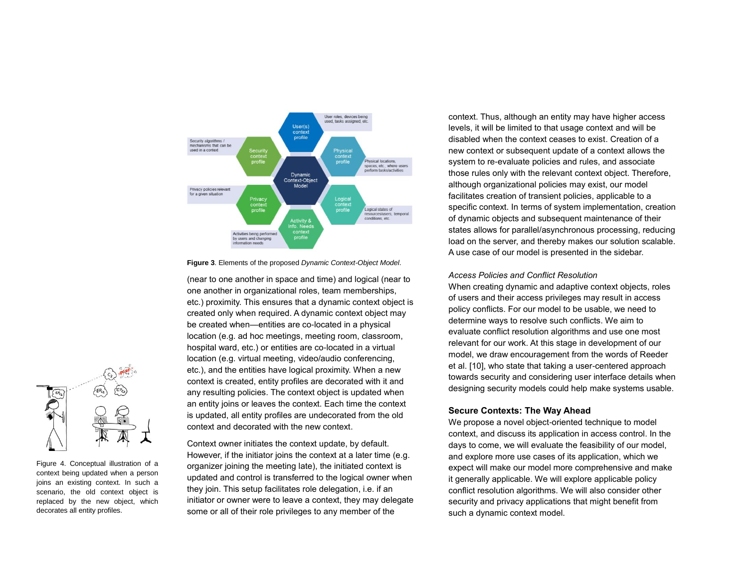Figure 4. Conceptual illustration of a context being updated when a person joins an existing context. In such a scenario, the old context object is replaced by the new object, which decorates all entity profiles.

**Figure 3**. Elements of the proposed *Dynamic Context-Object Model*.

(near to one another in space and time) and logical (near to one another in organizational roles, team memberships, etc.) proximity. This ensures that a dynamic context object is created only when required. A dynamic context object may be created when—entities are co-located in a physical location (e.g. ad hoc meetings, meeting room, classroom, hospital ward, etc.) or entities are co-located in a virtual location (e.g. virtual meeting, video/audio conferencing, etc.), and the entities have logical proximity. When a new context is created, entity profiles are decorated with it and any resulting policies. The context object is updated when an entity joins or leaves the context. Each time the context is updated, all entity profiles are undecorated from the old context and decorated with the new context.

Context owner initiates the context update, by default. However, if the initiator joins the context at a later time (e.g. organizer joining the meeting late), the initiated context is updated and control is transferred to the logical owner when they join. This setup facilitates role delegation, i.e. if an initiator or owner were to leave a context, they may delegate some or all of their role privileges to any member of the context. Thus, although an entity may have higher access levels, it will be limited to that usage context and will be disabled when the context ceases to exist. Creation of a new context or subsequent update of a context allows the system to re-evaluate policies and rules, and associate those rules only with the relevant context object. Therefore, although organizational policies may exist, our model facilitates creation of transient policies, applicable to a specific context. In terms of system implementation, creation of dynamic objects and subsequent maintenance of their states allows for parallel/asynchronous processing, reducing load on the server, and thereby makes our solution scalable. A use case of our model is presented in the sidebar.

### *Access Policies and Conflict Resolution*

When creating dynamic and adaptive context objects, roles of users and their access privileges may result in access policy conflicts. For our model to be usable, we need to determine ways to resolve such conflicts. We aim to evaluate conflict resolution algorithms and use one most relevant for our work. At this stage in development of our model, we draw encouragement from the words of Reeder et al. [10], who state that taking a user-centered approach towards security and considering user interface details when designing security models could help make systems usable.

## Secure Contexts: The Way Ahead

We propose a novel object-oriented technique to model context, and discuss its application in access control. In the days to come, we will evaluate the feasibility of our model, and explore more use cases of its application, which we expect will make our model more comprehensive and make it generally applicable. We will explore applicable policy conflict resolution algorithms. We will also consider other security and privacy applications that might benefit from such a dynamic context model.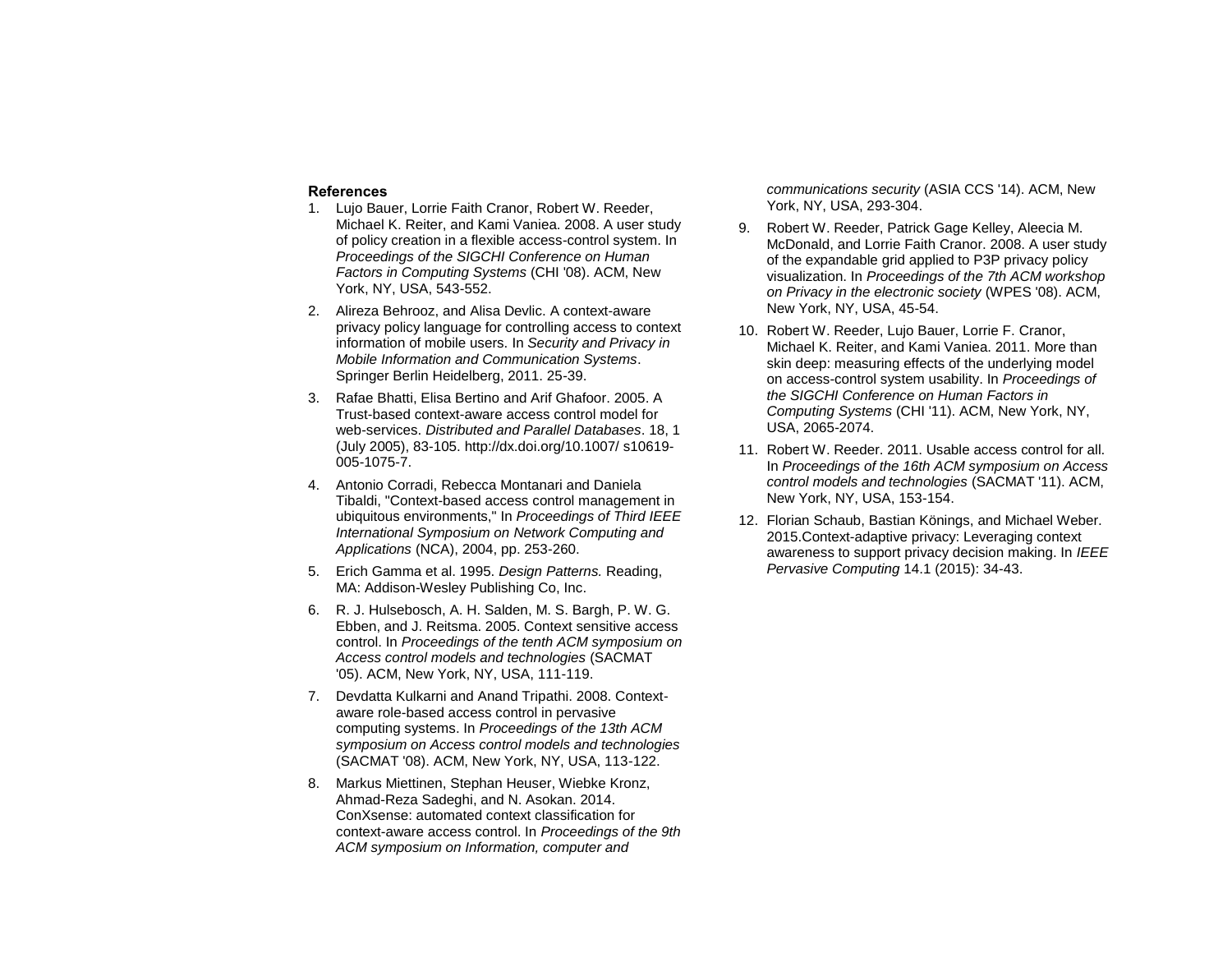### References

1. Lujo Bauer, Lorrie Faith Cranor, Robert W. Reeder, Michael K. Reiter, and Kami Vaniea. 2008. A user study of policy creation in a flexible access-control system. In *Proceedings of the SIGCHI Conference on Human Factors in Computing Systems* (CHI '08). ACM, New York, NY, USA, 543-552.

2. Alireza Behrooz, and Alisa Devlic. A context-aware privacy policy language for controlling access to context information of mobile users. In *Security and Privacy in Mobile Information and Communication Systems*. Springer Berlin Heidelberg, 2011. 25-39.

3. Rafae Bhatti, Elisa Bertino and Arif Ghafoor. 2005. A Trust-based context-aware access control model for web-services. *Distributed and Parallel Databases*. 18, 1 (July 2005), 83-105. http://dx.doi.org/10.1007/ s10619-005-1075-7.

4. Antonio Corradi, Rebecca Montanari and Daniela Tibaldi, "Context-based access control management in ubiquitous environments," In *Proceedings of Third IEEE International Symposium on Network Computing and Applications* (NCA), 2004, pp. 253-260.

5. Erich Gamma et al. 1995. *Design Patterns.* Reading, MA: Addison-Wesley Publishing Co, Inc.

6. R. J. Hulsebosch, A. H. Salden, M. S. Bargh, P. W. G. Ebben, and J. Reitsma. 2005. Context sensitive access control. In *Proceedings of the tenth ACM symposium on Access control models and technologies* (SACMAT '05). ACM, New York, NY, USA, 111-119.

7. Devdatta Kulkarni and Anand Tripathi. 2008. Context-aware role-based access control in pervasive computing systems. In *Proceedings of the 13th ACM symposium on Access control models and technologies* (SACMAT '08). ACM, New York, NY, USA, 113-122.

8. Markus Miettinen, Stephan Heuser, Wiebke Kronz, Ahmad-Reza Sadeghi, and N. Asokan. 2014. ConXsense: automated context classification for context-aware access control. In *Proceedings of the 9th ACM symposium on Information, computer and communications security* (ASIA CCS '14). ACM, New York, NY, USA, 293-304.

9. Robert W. Reeder, Patrick Gage Kelley, Aleecia M. McDonald, and Lorrie Faith Cranor. 2008. A user study of the expandable grid applied to P3P privacy policy visualization. In *Proceedings of the 7th ACM workshop on Privacy in the electronic society* (WPES '08). ACM, New York, NY, USA, 45-54.

10. Robert W. Reeder, Lujo Bauer, Lorrie F. Cranor, Michael K. Reiter, and Kami Vaniea. 2011. More than skin deep: measuring effects of the underlying model on access-control system usability. In *Proceedings of the SIGCHI Conference on Human Factors in Computing Systems* (CHI '11). ACM, New York, NY, USA, 2065-2074.

11. Robert W. Reeder. 2011. Usable access control for all. In *Proceedings of the 16th ACM symposium on Access control models and technologies* (SACMAT '11). ACM, New York, NY, USA, 153-154.

12. Florian Schaub, Bastian Könings, and Michael Weber. 2015.Context-adaptive privacy: Leveraging context awareness to support privacy decision making. In *IEEE Pervasive Computing* 14.1 (2015): 34-43.